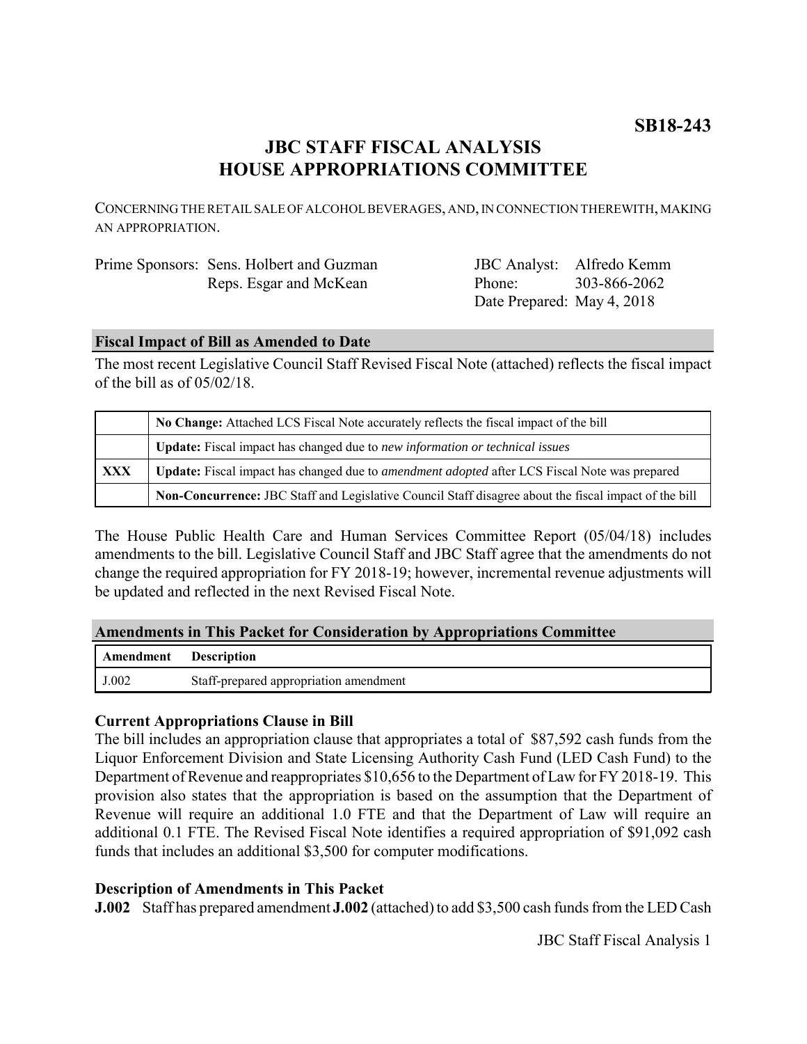**SB18-243**

# JBC STAFF FISCAL ANALYSIS
# HOUSE APPROPRIATIONS COMMITTEE

CONCERNING THE RETAIL SALE OF ALCOHOL BEVERAGES, AND, IN CONNECTION THEREWITH, MAKING AN APPROPRIATION.

Prime Sponsors: Sens. Holbert and Guzman
Reps. Esgar and McKean

JBC Analyst: Alfredo Kemm
Phone: 303-866-2062
Date Prepared: May 4, 2018

## Fiscal Impact of Bill as Amended to Date

The most recent Legislative Council Staff Revised Fiscal Note (attached) reflects the fiscal impact of the bill as of 05/02/18.

| | |
|---|---|
| | **No Change:** Attached LCS Fiscal Note accurately reflects the fiscal impact of the bill |
| | **Update:** Fiscal impact has changed due to *new information or technical issues* |
| **XXX** | **Update:** Fiscal impact has changed due to *amendment adopted* after LCS Fiscal Note was prepared |
| | **Non-Concurrence:** JBC Staff and Legislative Council Staff disagree about the fiscal impact of the bill |

The House Public Health Care and Human Services Committee Report (05/04/18) includes amendments to the bill. Legislative Council Staff and JBC Staff agree that the amendments do not change the required appropriation for FY 2018-19; however, incremental revenue adjustments will be updated and reflected in the next Revised Fiscal Note.

## Amendments in This Packet for Consideration by Appropriations Committee

| Amendment | Description |
|---|---|
| J.002 | Staff-prepared appropriation amendment |

### Current Appropriations Clause in Bill

The bill includes an appropriation clause that appropriates a total of $87,592 cash funds from the Liquor Enforcement Division and State Licensing Authority Cash Fund (LED Cash Fund) to the Department of Revenue and reappropriates $10,656 to the Department of Law for FY 2018-19. This provision also states that the appropriation is based on the assumption that the Department of Revenue will require an additional 1.0 FTE and that the Department of Law will require an additional 0.1 FTE. The Revised Fiscal Note identifies a required appropriation of $91,092 cash funds that includes an additional $3,500 for computer modifications.

### Description of Amendments in This Packet

**J.002** Staff has prepared amendment **J.002** (attached) to add $3,500 cash funds from the LED Cash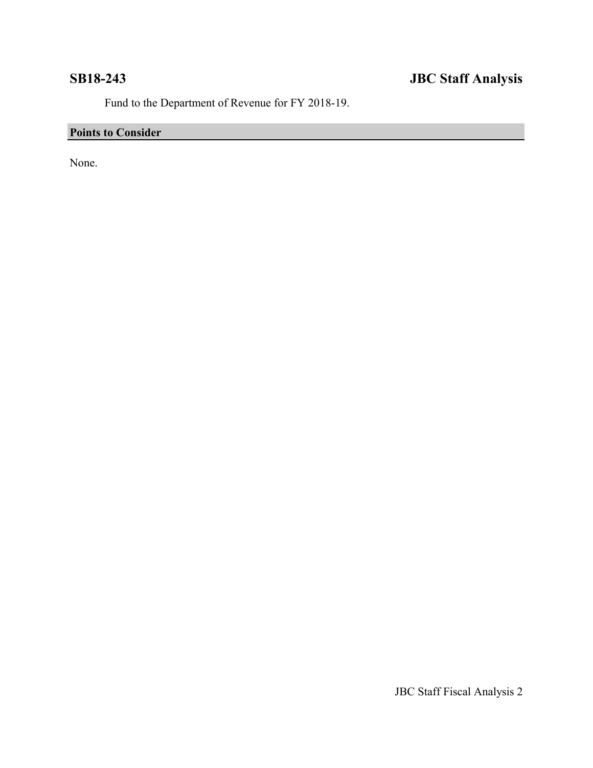Fund to the Department of Revenue for FY 2018-19.

## Points to Consider

None.